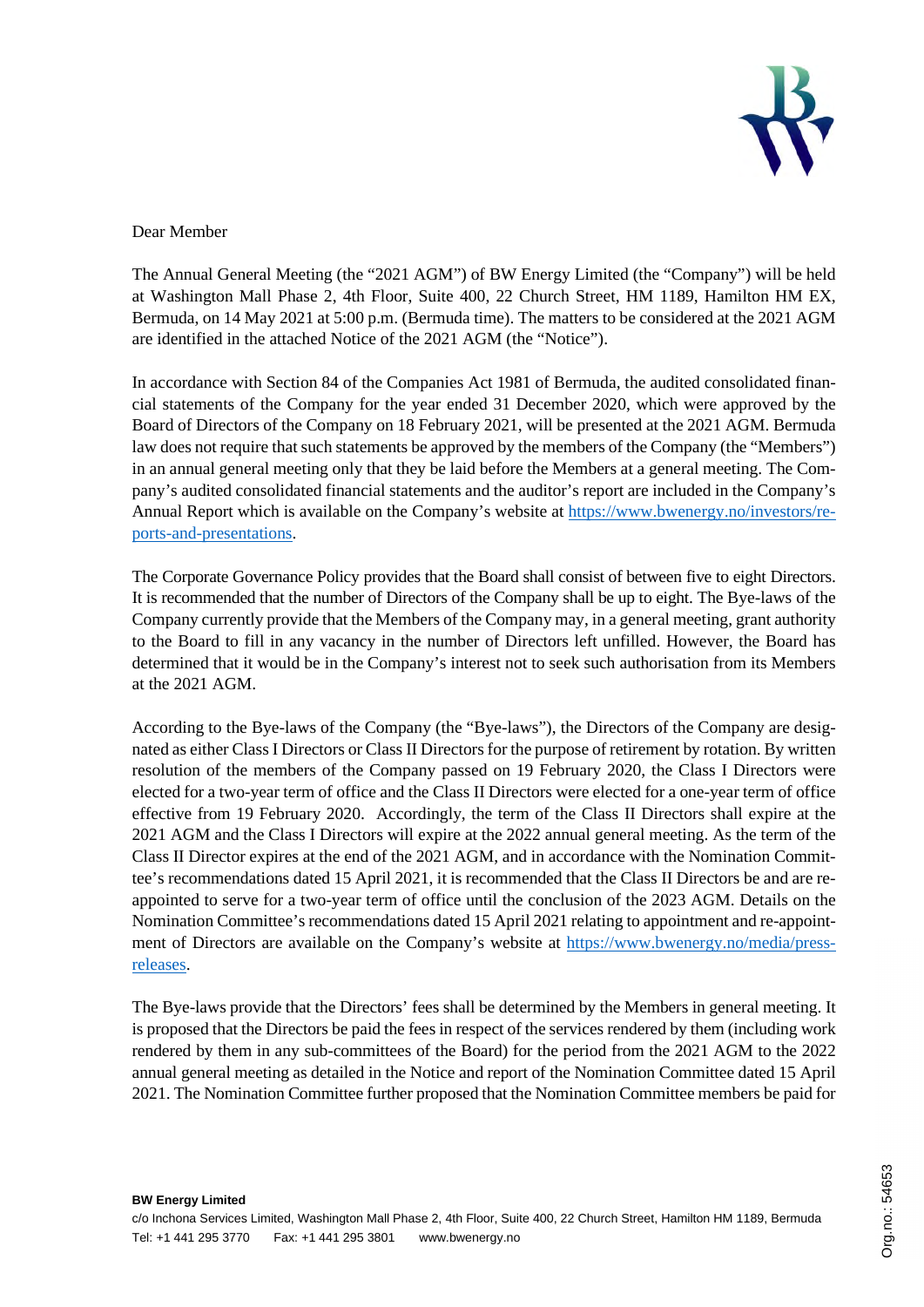Dear Member

The Annual General Meeting (the "2021 AGM") of BW Energy Limited (the "Company") will be held at Washington Mall Phase 2, 4th Floor, Suite 400, 22 Church Street, HM 1189, Hamilton HM EX, Bermuda, on 14 May 2021 at 5:00 p.m. (Bermuda time). The matters to be considered at the 2021 AGM are identified in the attached Notice of the 2021 AGM (the "Notice").

In accordance with Section 84 of the Companies Act 1981 of Bermuda, the audited consolidated financial statements of the Company for the year ended 31 December 2020, which were approved by the Board of Directors of the Company on 18 February 2021, will be presented at the 2021 AGM. Bermuda law does not require that such statements be approved by the members of the Company (the "Members") in an annual general meeting only that they be laid before the Members at a general meeting. The Company's audited consolidated financial statements and the auditor's report are included in the Company's Annual Report which is available on the Company's website at https://www.bwenergy.no/investors/reports-and-presentations.

The Corporate Governance Policy provides that the Board shall consist of between five to eight Directors. It is recommended that the number of Directors of the Company shall be up to eight. The Bye-laws of the Company currently provide that the Members of the Company may, in a general meeting, grant authority to the Board to fill in any vacancy in the number of Directors left unfilled. However, the Board has determined that it would be in the Company's interest not to seek such authorisation from its Members at the 2021 AGM.

According to the Bye-laws of the Company (the "Bye-laws"), the Directors of the Company are designated as either Class I Directors or Class II Directors for the purpose of retirement by rotation. By written resolution of the members of the Company passed on 19 February 2020, the Class I Directors were elected for a two-year term of office and the Class II Directors were elected for a one-year term of office effective from 19 February 2020. Accordingly, the term of the Class II Directors shall expire at the 2021 AGM and the Class I Directors will expire at the 2022 annual general meeting. As the term of the Class II Director expires at the end of the 2021 AGM, and in accordance with the Nomination Committee's recommendations dated 15 April 2021, it is recommended that the Class II Directors be and are re-appointed to serve for a two-year term of office until the conclusion of the 2023 AGM. Details on the Nomination Committee's recommendations dated 15 April 2021 relating to appointment and re-appointment of Directors are available on the Company's website at https://www.bwenergy.no/media/press-releases.

The Bye-laws provide that the Directors' fees shall be determined by the Members in general meeting. It is proposed that the Directors be paid the fees in respect of the services rendered by them (including work rendered by them in any sub-committees of the Board) for the period from the 2021 AGM to the 2022 annual general meeting as detailed in the Notice and report of the Nomination Committee dated 15 April 2021. The Nomination Committee further proposed that the Nomination Committee members be paid for

**BW Energy Limited**
c/o Inchona Services Limited, Washington Mall Phase 2, 4th Floor, Suite 400, 22 Church Street, Hamilton HM 1189, Bermuda
Tel: +1 441 295 3770 Fax: +1 441 295 3801 www.bwenergy.no

Org.no.: 54653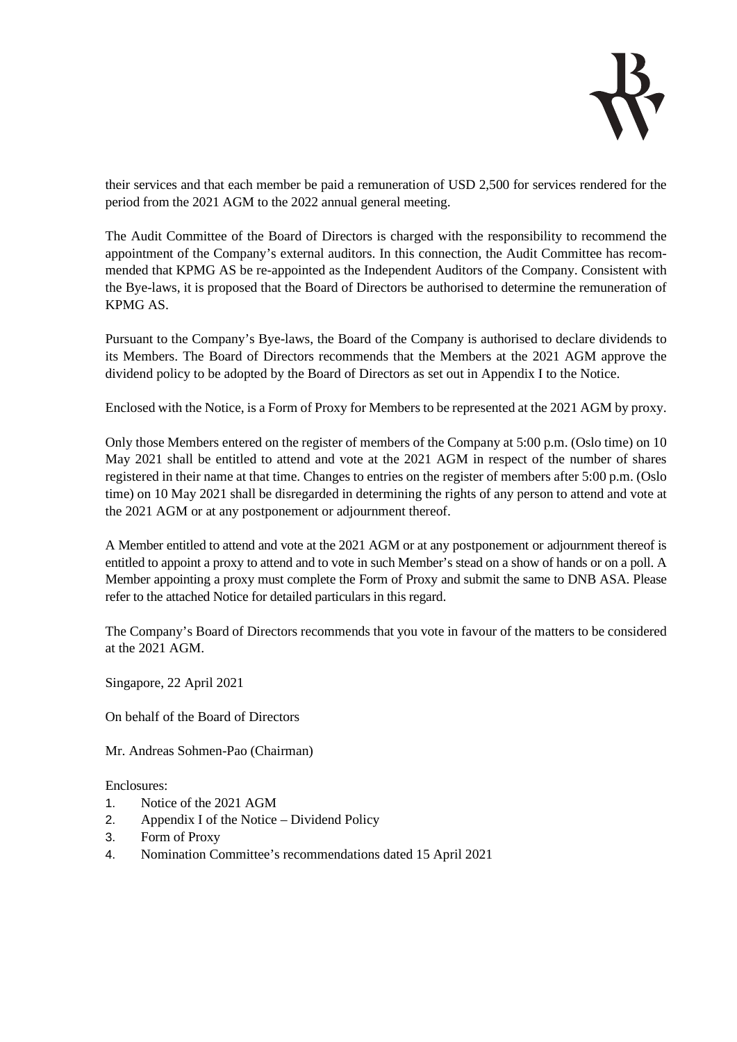their services and that each member be paid a remuneration of USD 2,500 for services rendered for the period from the 2021 AGM to the 2022 annual general meeting.

The Audit Committee of the Board of Directors is charged with the responsibility to recommend the appointment of the Company's external auditors. In this connection, the Audit Committee has recommended that KPMG AS be re-appointed as the Independent Auditors of the Company. Consistent with the Bye-laws, it is proposed that the Board of Directors be authorised to determine the remuneration of KPMG AS.

Pursuant to the Company's Bye-laws, the Board of the Company is authorised to declare dividends to its Members. The Board of Directors recommends that the Members at the 2021 AGM approve the dividend policy to be adopted by the Board of Directors as set out in Appendix I to the Notice.

Enclosed with the Notice, is a Form of Proxy for Members to be represented at the 2021 AGM by proxy.

Only those Members entered on the register of members of the Company at 5:00 p.m. (Oslo time) on 10 May 2021 shall be entitled to attend and vote at the 2021 AGM in respect of the number of shares registered in their name at that time. Changes to entries on the register of members after 5:00 p.m. (Oslo time) on 10 May 2021 shall be disregarded in determining the rights of any person to attend and vote at the 2021 AGM or at any postponement or adjournment thereof.

A Member entitled to attend and vote at the 2021 AGM or at any postponement or adjournment thereof is entitled to appoint a proxy to attend and to vote in such Member's stead on a show of hands or on a poll. A Member appointing a proxy must complete the Form of Proxy and submit the same to DNB ASA. Please refer to the attached Notice for detailed particulars in this regard.

The Company's Board of Directors recommends that you vote in favour of the matters to be considered at the 2021 AGM.

Singapore, 22 April 2021

On behalf of the Board of Directors

Mr. Andreas Sohmen-Pao (Chairman)

Enclosures:

1. Notice of the 2021 AGM
2. Appendix I of the Notice – Dividend Policy
3. Form of Proxy
4. Nomination Committee's recommendations dated 15 April 2021